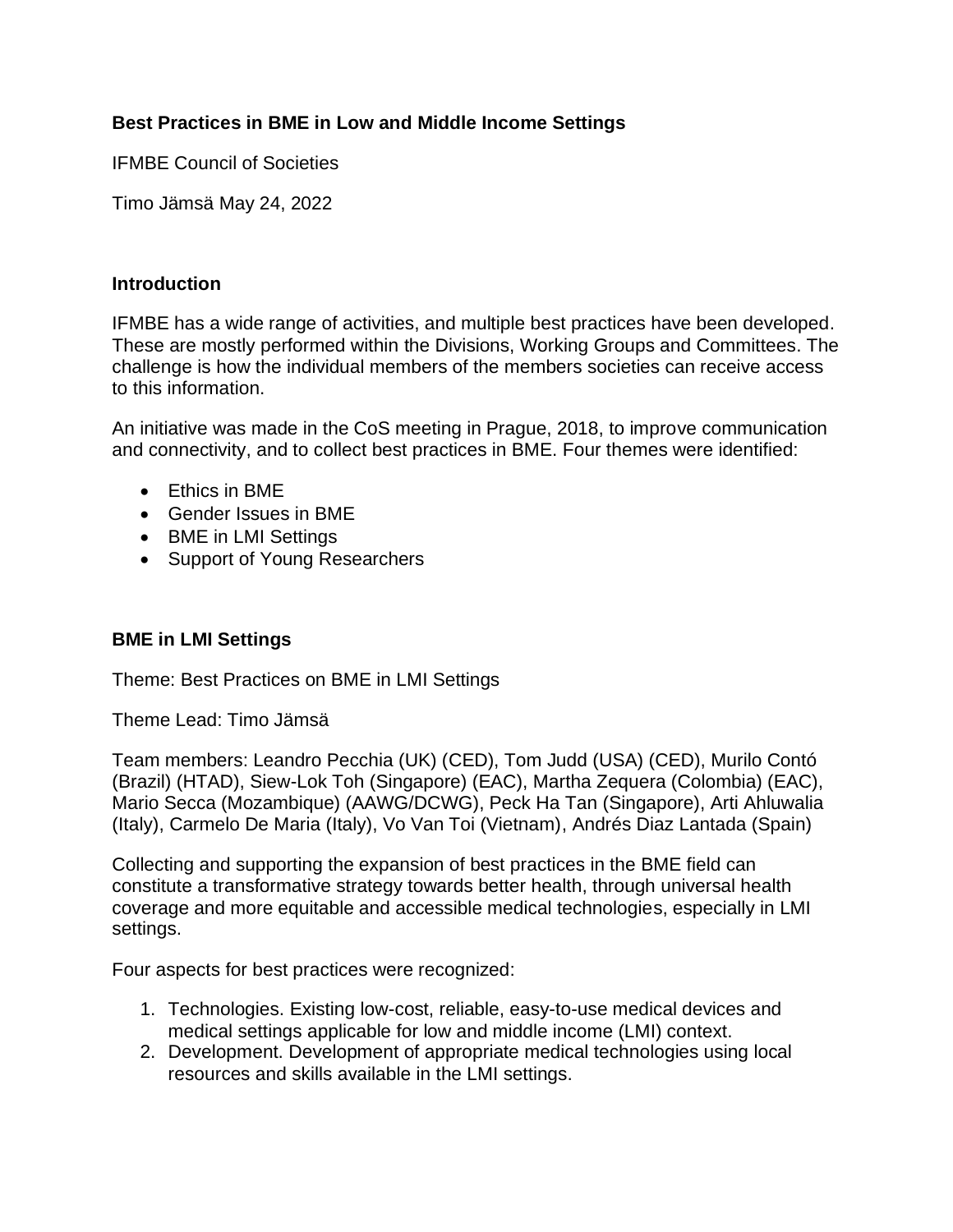**Best Practices in BME in Low and Middle Income Settings**

IFMBE Council of Societies

Timo Jämsä May 24, 2022

## Introduction

IFMBE has a wide range of activities, and multiple best practices have been developed. These are mostly performed within the Divisions, Working Groups and Committees. The challenge is how the individual members of the members societies can receive access to this information.

An initiative was made in the CoS meeting in Prague, 2018, to improve communication and connectivity, and to collect best practices in BME. Four themes were identified:

- Ethics in BME
- Gender Issues in BME
- BME in LMI Settings
- Support of Young Researchers

## BME in LMI Settings

Theme: Best Practices on BME in LMI Settings

Theme Lead: Timo Jämsä

Team members: Leandro Pecchia (UK) (CED), Tom Judd (USA) (CED), Murilo Contó (Brazil) (HTAD), Siew-Lok Toh (Singapore) (EAC), Martha Zequera (Colombia) (EAC), Mario Secca (Mozambique) (AAWG/DCWG), Peck Ha Tan (Singapore), Arti Ahluwalia (Italy), Carmelo De Maria (Italy), Vo Van Toi (Vietnam), Andrés Diaz Lantada (Spain)

Collecting and supporting the expansion of best practices in the BME field can constitute a transformative strategy towards better health, through universal health coverage and more equitable and accessible medical technologies, especially in LMI settings.

Four aspects for best practices were recognized:

1. Technologies. Existing low-cost, reliable, easy-to-use medical devices and medical settings applicable for low and middle income (LMI) context.
2. Development. Development of appropriate medical technologies using local resources and skills available in the LMI settings.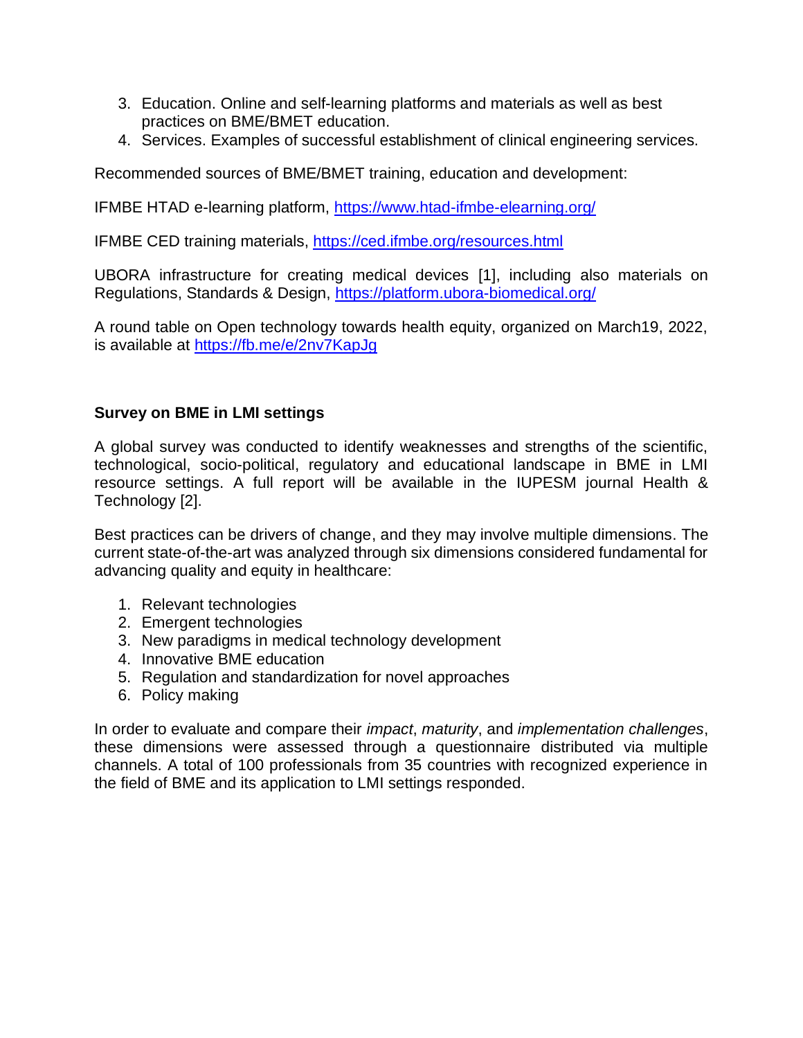3. Education. Online and self-learning platforms and materials as well as best practices on BME/BMET education.
4. Services. Examples of successful establishment of clinical engineering services.

Recommended sources of BME/BMET training, education and development:

IFMBE HTAD e-learning platform, https://www.htad-ifmbe-elearning.org/

IFMBE CED training materials, https://ced.ifmbe.org/resources.html

UBORA infrastructure for creating medical devices [1], including also materials on Regulations, Standards & Design, https://platform.ubora-biomedical.org/

A round table on Open technology towards health equity, organized on March19, 2022, is available at https://fb.me/e/2nv7KapJg

**Survey on BME in LMI settings**

A global survey was conducted to identify weaknesses and strengths of the scientific, technological, socio-political, regulatory and educational landscape in BME in LMI resource settings. A full report will be available in the IUPESM journal Health & Technology [2].

Best practices can be drivers of change, and they may involve multiple dimensions. The current state-of-the-art was analyzed through six dimensions considered fundamental for advancing quality and equity in healthcare:

1. Relevant technologies
2. Emergent technologies
3. New paradigms in medical technology development
4. Innovative BME education
5. Regulation and standardization for novel approaches
6. Policy making

In order to evaluate and compare their *impact*, *maturity*, and *implementation challenges*, these dimensions were assessed through a questionnaire distributed via multiple channels. A total of 100 professionals from 35 countries with recognized experience in the field of BME and its application to LMI settings responded.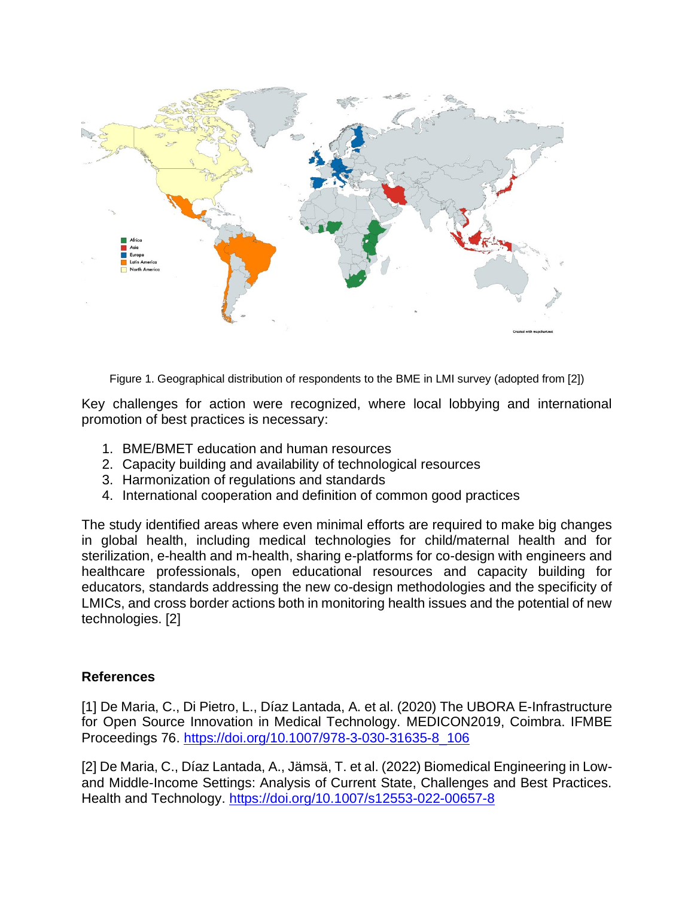Africa
Asia
Europe
Latin America
North America

Created with mapchart.net

Figure 1. Geographical distribution of respondents to the BME in LMI survey (adopted from [2])

Key challenges for action were recognized, where local lobbying and international promotion of best practices is necessary:

1. BME/BMET education and human resources
2. Capacity building and availability of technological resources
3. Harmonization of regulations and standards
4. International cooperation and definition of common good practices

The study identified areas where even minimal efforts are required to make big changes in global health, including medical technologies for child/maternal health and for sterilization, e-health and m-health, sharing e-platforms for co-design with engineers and healthcare professionals, open educational resources and capacity building for educators, standards addressing the new co-design methodologies and the specificity of LMICs, and cross border actions both in monitoring health issues and the potential of new technologies. [2]

## References

[1] De Maria, C., Di Pietro, L., Díaz Lantada, A. et al. (2020) The UBORA E-Infrastructure for Open Source Innovation in Medical Technology. MEDICON2019, Coimbra. IFMBE Proceedings 76. https://doi.org/10.1007/978-3-030-31635-8_106

[2] De Maria, C., Díaz Lantada, A., Jämsä, T. et al. (2022) Biomedical Engineering in Low- and Middle-Income Settings: Analysis of Current State, Challenges and Best Practices. Health and Technology. https://doi.org/10.1007/s12553-022-00657-8